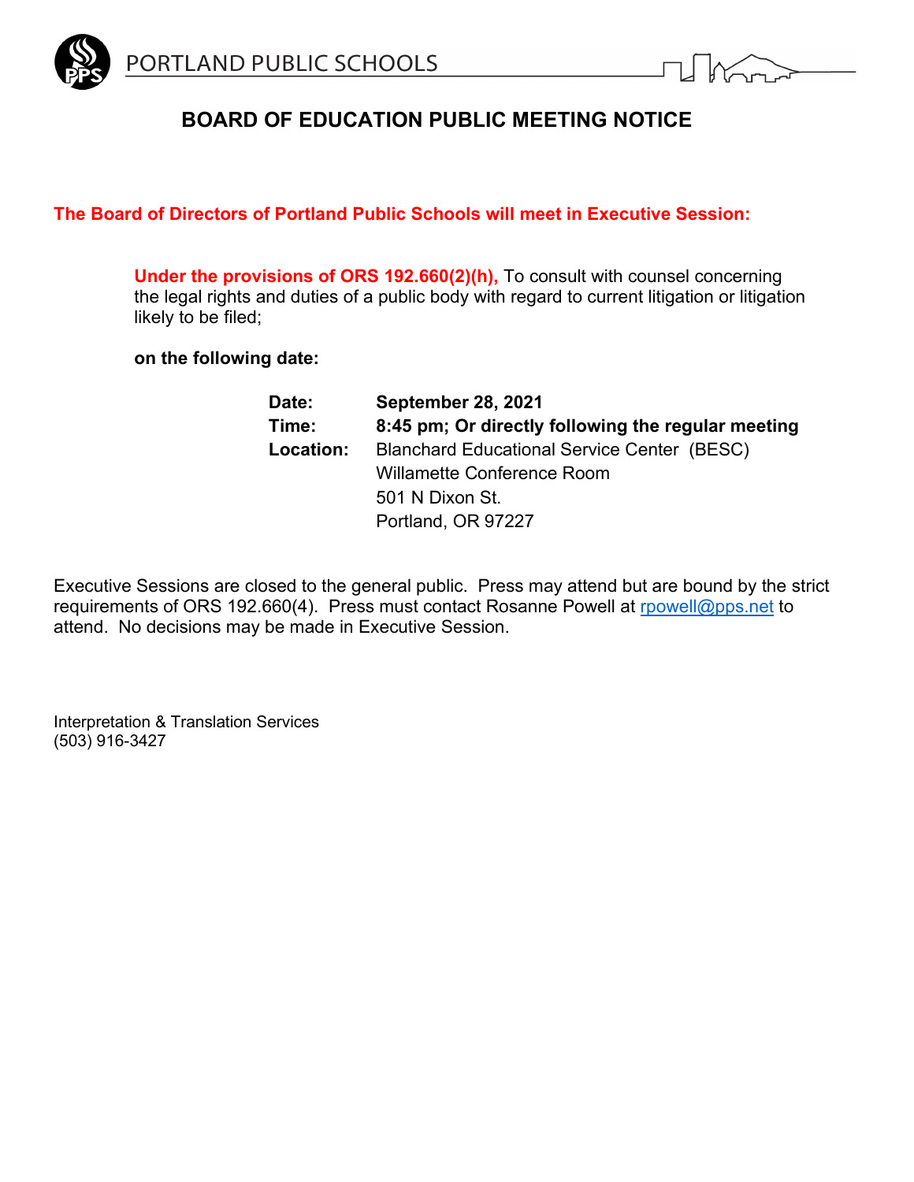PORTLAND PUBLIC SCHOOLS

# BOARD OF EDUCATION PUBLIC MEETING NOTICE

**The Board of Directors of Portland Public Schools will meet in Executive Session:**

**Under the provisions of ORS 192.660(2)(h),** To consult with counsel concerning the legal rights and duties of a public body with regard to current litigation or litigation likely to be filed;

**on the following date:**

**Date:** **September 28, 2021**
**Time:** **8:45 pm; Or directly following the regular meeting**
**Location:** Blanchard Educational Service Center (BESC)
Willamette Conference Room
501 N Dixon St.
Portland, OR 97227

Executive Sessions are closed to the general public. Press may attend but are bound by the strict requirements of ORS 192.660(4). Press must contact Rosanne Powell at rpowell@pps.net to attend. No decisions may be made in Executive Session.

Interpretation & Translation Services
(503) 916-3427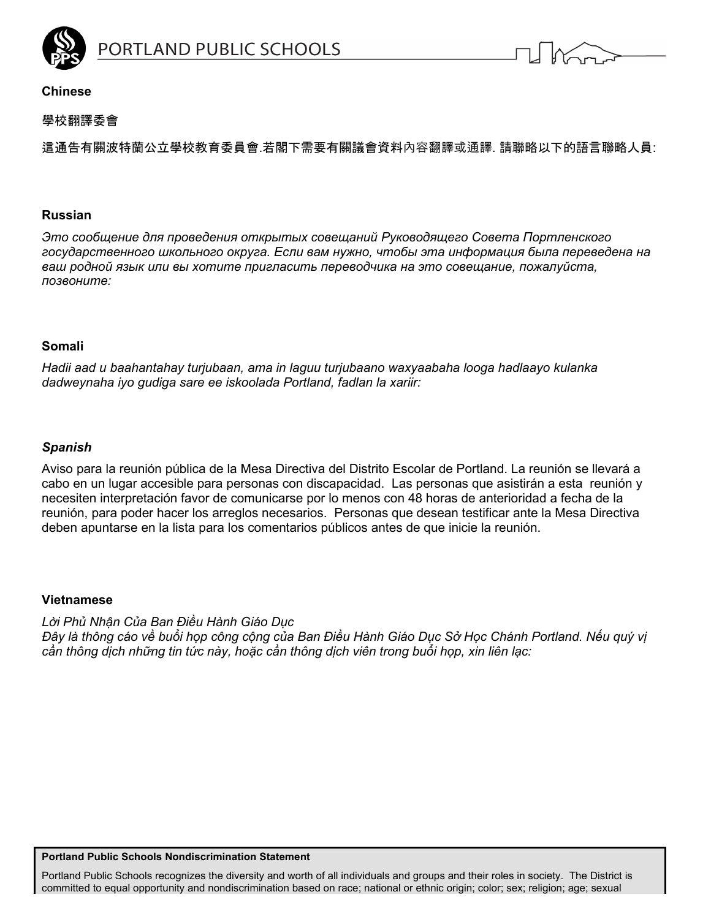**Chinese**

學校翻譯委會

這通告有關波特蘭公立學校教育委員會.若閣下需要有關議會資料內容翻譯或通譯. 請聯略以下的語言聯略人員:

**Russian**

*Это сообщение для проведения открытых совещаний Руководящего Совета Портленского государственного школьного округа. Если вам нужно, чтобы эта информация была переведена на ваш родной язык или вы хотите пригласить переводчика на это совещание, пожалуйста, позвоните:*

**Somali**

*Hadii aad u baahantahay turjubaan, ama in laguu turjubaano waxyaabaha looga hadlaayo kulanka dadweynaha iyo gudiga sare ee iskoolada Portland, fadlan la xariir:*

***Spanish***

Aviso para la reunión pública de la Mesa Directiva del Distrito Escolar de Portland. La reunión se llevará a cabo en un lugar accesible para personas con discapacidad. Las personas que asistirán a esta reunión y necesiten interpretación favor de comunicarse por lo menos con 48 horas de anterioridad a fecha de la reunión, para poder hacer los arreglos necesarios. Personas que desean testificar ante la Mesa Directiva deben apuntarse en la lista para los comentarios públicos antes de que inicie la reunión.

**Vietnamese**

*Lời Phủ Nhận Của Ban Điều Hành Giáo Dục*
*Đây là thông cáo về buổi họp công cộng của Ban Điều Hành Giáo Dục Sở Học Chánh Portland. Nếu quý vị cần thông dịch những tin tức này, hoặc cần thông dịch viên trong buổi họp, xin liên lạc:*

**Portland Public Schools Nondiscrimination Statement**

Portland Public Schools recognizes the diversity and worth of all individuals and groups and their roles in society. The District is committed to equal opportunity and nondiscrimination based on race; national or ethnic origin; color; sex; religion; age; sexual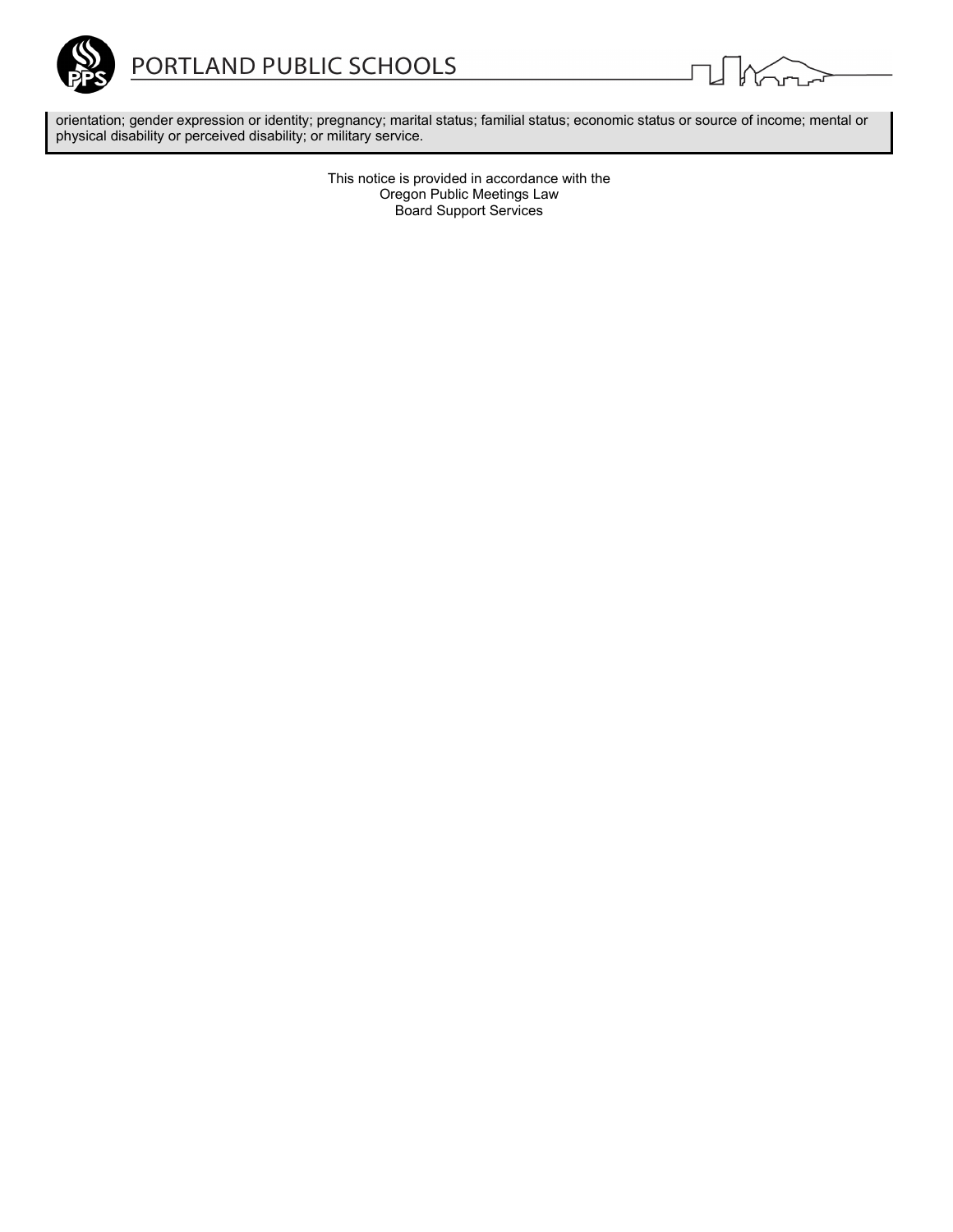orientation; gender expression or identity; pregnancy; marital status; familial status; economic status or source of income; mental or physical disability or perceived disability; or military service.

This notice is provided in accordance with the
Oregon Public Meetings Law
Board Support Services